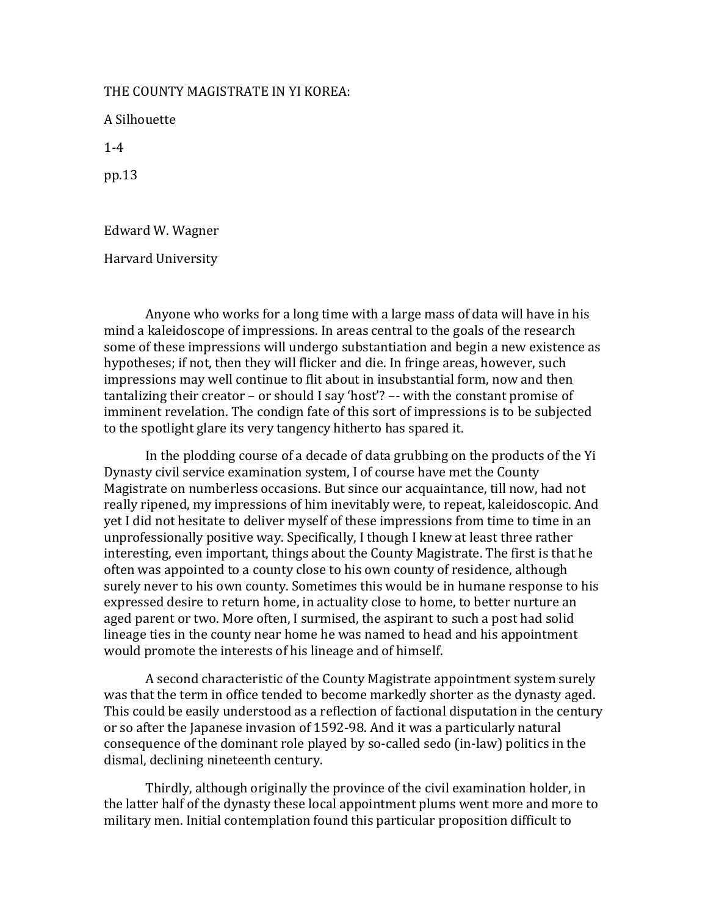# THE COUNTY MAGISTRATE IN YI KOREA:

## A Silhouette

1-4

pp.13

Edward W. Wagner

Harvard University

Anyone who works for a long time with a large mass of data will have in his mind a kaleidoscope of impressions. In areas central to the goals of the research some of these impressions will undergo substantiation and begin a new existence as hypotheses; if not, then they will flicker and die. In fringe areas, however, such impressions may well continue to flit about in insubstantial form, now and then tantalizing their creator – or should I say 'host'? –- with the constant promise of imminent revelation. The condign fate of this sort of impressions is to be subjected to the spotlight glare its very tangency hitherto has spared it.

In the plodding course of a decade of data grubbing on the products of the Yi Dynasty civil service examination system, I of course have met the County Magistrate on numberless occasions. But since our acquaintance, till now, had not really ripened, my impressions of him inevitably were, to repeat, kaleidoscopic. And yet I did not hesitate to deliver myself of these impressions from time to time in an unprofessionally positive way. Specifically, I though I knew at least three rather interesting, even important, things about the County Magistrate. The first is that he often was appointed to a county close to his own county of residence, although surely never to his own county. Sometimes this would be in humane response to his expressed desire to return home, in actuality close to home, to better nurture an aged parent or two. More often, I surmised, the aspirant to such a post had solid lineage ties in the county near home he was named to head and his appointment would promote the interests of his lineage and of himself.

A second characteristic of the County Magistrate appointment system surely was that the term in office tended to become markedly shorter as the dynasty aged. This could be easily understood as a reflection of factional disputation in the century or so after the Japanese invasion of 1592-98. And it was a particularly natural consequence of the dominant role played by so-called sedo (in-law) politics in the dismal, declining nineteenth century.

Thirdly, although originally the province of the civil examination holder, in the latter half of the dynasty these local appointment plums went more and more to military men. Initial contemplation found this particular proposition difficult to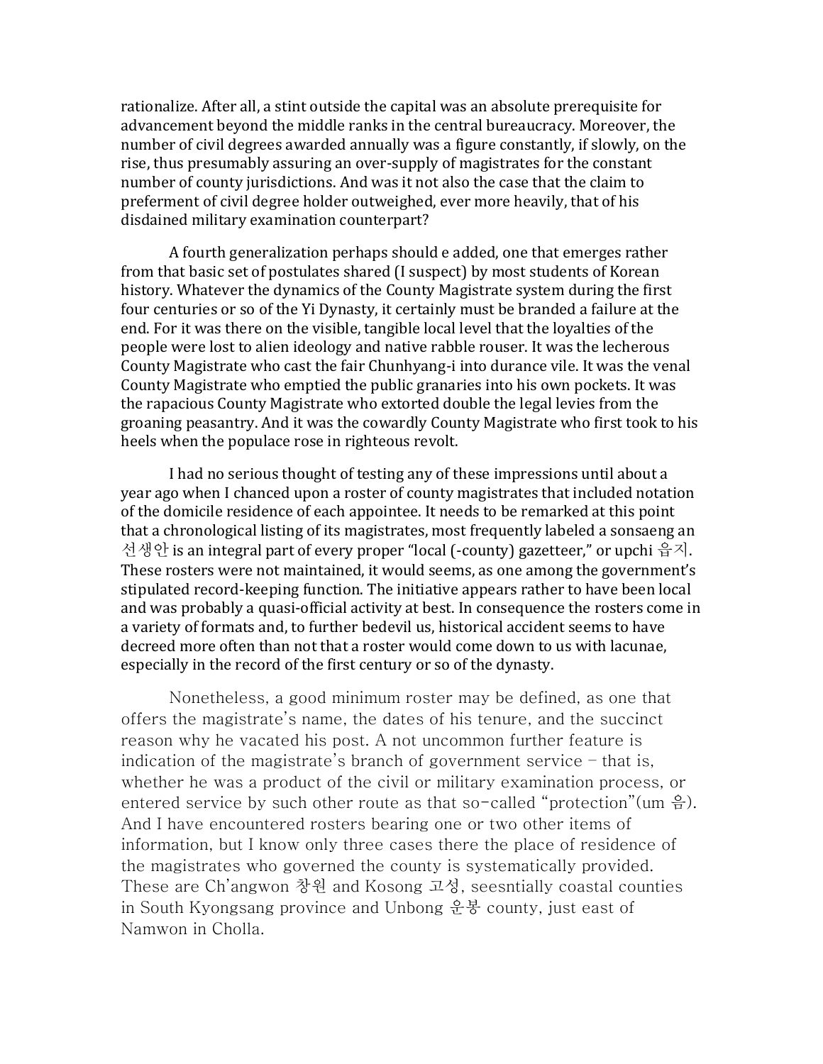rationalize. After all, a stint outside the capital was an absolute prerequisite for advancement beyond the middle ranks in the central bureaucracy. Moreover, the number of civil degrees awarded annually was a figure constantly, if slowly, on the rise, thus presumably assuring an over-supply of magistrates for the constant number of county jurisdictions. And was it not also the case that the claim to preferment of civil degree holder outweighed, ever more heavily, that of his disdained military examination counterpart?

A fourth generalization perhaps should e added, one that emerges rather from that basic set of postulates shared (I suspect) by most students of Korean history. Whatever the dynamics of the County Magistrate system during the first four centuries or so of the Yi Dynasty, it certainly must be branded a failure at the end. For it was there on the visible, tangible local level that the loyalties of the people were lost to alien ideology and native rabble rouser. It was the lecherous County Magistrate who cast the fair Chunhyang-i into durance vile. It was the venal County Magistrate who emptied the public granaries into his own pockets. It was the rapacious County Magistrate who extorted double the legal levies from the groaning peasantry. And it was the cowardly County Magistrate who first took to his heels when the populace rose in righteous revolt.

I had no serious thought of testing any of these impressions until about a year ago when I chanced upon a roster of county magistrates that included notation of the domicile residence of each appointee. It needs to be remarked at this point that a chronological listing of its magistrates, most frequently labeled a sonsaeng an 선생안 is an integral part of every proper "local (-county) gazetteer," or upchi 읍지. These rosters were not maintained, it would seems, as one among the government's stipulated record-keeping function. The initiative appears rather to have been local and was probably a quasi-official activity at best. In consequence the rosters come in a variety of formats and, to further bedevil us, historical accident seems to have decreed more often than not that a roster would come down to us with lacunae, especially in the record of the first century or so of the dynasty.

Nonetheless, a good minimum roster may be defined, as one that offers the magistrate's name, the dates of his tenure, and the succinct reason why he vacated his post. A not uncommon further feature is indication of the magistrate's branch of government service – that is, whether he was a product of the civil or military examination process, or entered service by such other route as that so-called "protection"(um 음). And I have encountered rosters bearing one or two other items of information, but I know only three cases there the place of residence of the magistrates who governed the county is systematically provided. These are Ch'angwon 창원 and Kosong 고성, seesntially coastal counties in South Kyongsang province and Unbong 운봉 county, just east of Namwon in Cholla.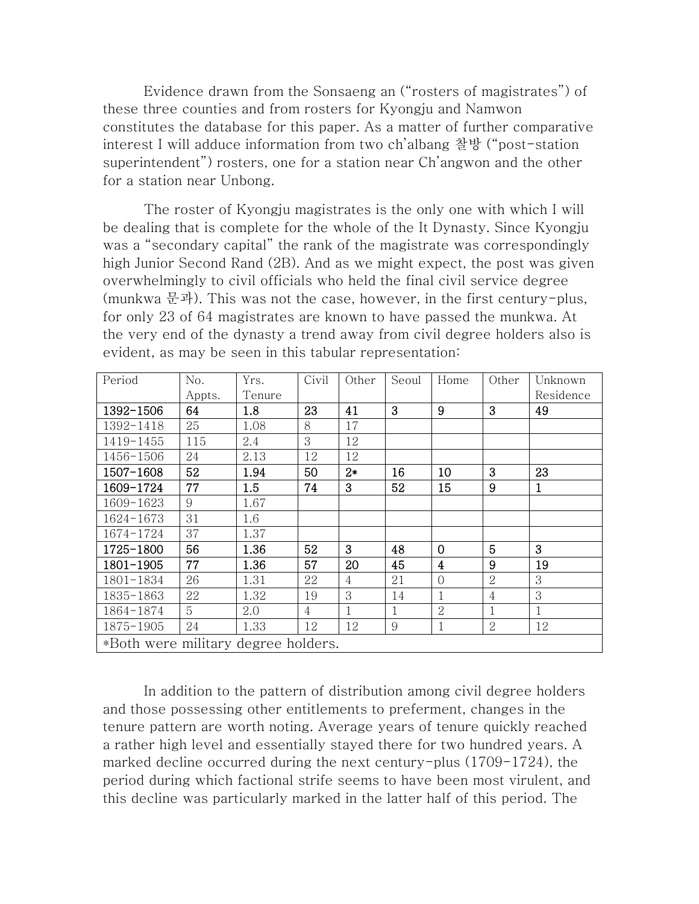Evidence drawn from the Sonsaeng an ("rosters of magistrates") of these three counties and from rosters for Kyongju and Namwon constitutes the database for this paper. As a matter of further comparative interest I will adduce information from two ch'albang 찰방 ("post-station superintendent") rosters, one for a station near Ch'angwon and the other for a station near Unbong.

The roster of Kyongju magistrates is the only one with which I will be dealing that is complete for the whole of the It Dynasty. Since Kyongju was a "secondary capital" the rank of the magistrate was correspondingly high Junior Second Rand (2B). And as we might expect, the post was given overwhelmingly to civil officials who held the final civil service degree (munkwa 문과). This was not the case, however, in the first century-plus, for only 23 of 64 magistrates are known to have passed the munkwa. At the very end of the dynasty a trend away from civil degree holders also is evident, as may be seen in this tabular representation:

| Period | No. Appts. | Yrs. Tenure | Civil | Other | Seoul | Home | Other | Unknown Residence |
|---|---|---|---|---|---|---|---|---|
| **1392-1506** | **64** | **1.8** | **23** | **41** | **3** | **9** | **3** | **49** |
| 1392-1418 | 25 | 1.08 | 8 | 17 | | | | |
| 1419-1455 | 115 | 2.4 | 3 | 12 | | | | |
| 1456-1506 | 24 | 2.13 | 12 | 12 | | | | |
| **1507-1608** | **52** | **1.94** | **50** | **2*** | **16** | **10** | **3** | **23** |
| **1609-1724** | **77** | **1.5** | **74** | **3** | **52** | **15** | **9** | **1** |
| 1609-1623 | 9 | 1.67 | | | | | | |
| 1624-1673 | 31 | 1.6 | | | | | | |
| 1674-1724 | 37 | 1.37 | | | | | | |
| **1725-1800** | **56** | **1.36** | **52** | **3** | **48** | **0** | **5** | **3** |
| **1801-1905** | **77** | **1.36** | **57** | **20** | **45** | **4** | **9** | **19** |
| 1801-1834 | 26 | 1.31 | 22 | 4 | 21 | 0 | 2 | 3 |
| 1835-1863 | 22 | 1.32 | 19 | 3 | 14 | 1 | 4 | 3 |
| 1864-1874 | 5 | 2.0 | 4 | 1 | 1 | 2 | 1 | 1 |
| 1875-1905 | 24 | 1.33 | 12 | 12 | 9 | 1 | 2 | 12 |
| *Both were military degree holders. | | | | | | | | |

In addition to the pattern of distribution among civil degree holders and those possessing other entitlements to preferment, changes in the tenure pattern are worth noting. Average years of tenure quickly reached a rather high level and essentially stayed there for two hundred years. A marked decline occurred during the next century-plus (1709-1724), the period during which factional strife seems to have been most virulent, and this decline was particularly marked in the latter half of this period. The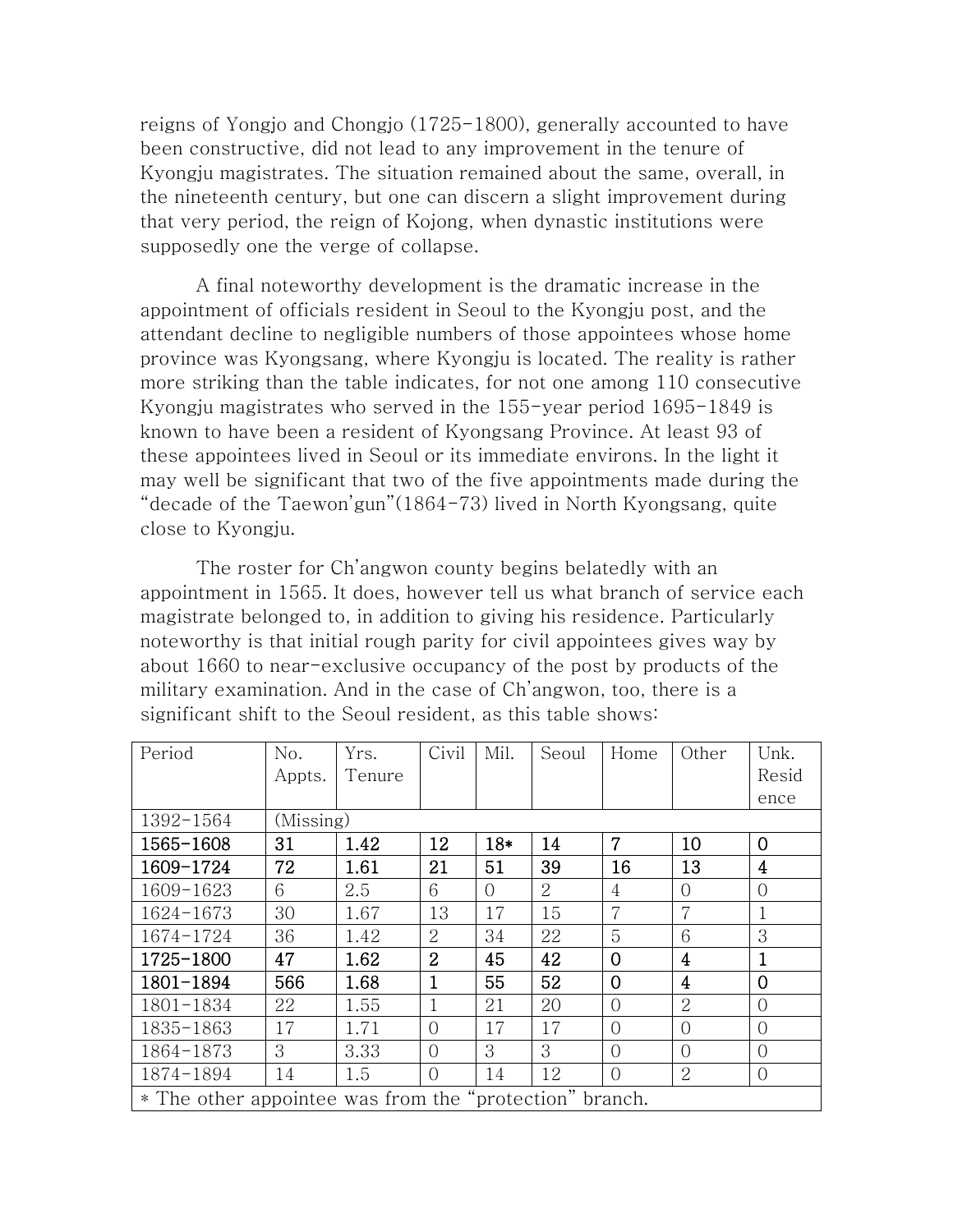reigns of Yongjo and Chongjo (1725-1800), generally accounted to have been constructive, did not lead to any improvement in the tenure of Kyongju magistrates. The situation remained about the same, overall, in the nineteenth century, but one can discern a slight improvement during that very period, the reign of Kojong, when dynastic institutions were supposedly one the verge of collapse.

A final noteworthy development is the dramatic increase in the appointment of officials resident in Seoul to the Kyongju post, and the attendant decline to negligible numbers of those appointees whose home province was Kyongsang, where Kyongju is located. The reality is rather more striking than the table indicates, for not one among 110 consecutive Kyongju magistrates who served in the 155-year period 1695-1849 is known to have been a resident of Kyongsang Province. At least 93 of these appointees lived in Seoul or its immediate environs. In the light it may well be significant that two of the five appointments made during the "decade of the Taewon'gun"(1864-73) lived in North Kyongsang, quite close to Kyongju.

The roster for Ch'angwon county begins belatedly with an appointment in 1565. It does, however tell us what branch of service each magistrate belonged to, in addition to giving his residence. Particularly noteworthy is that initial rough parity for civil appointees gives way by about 1660 to near-exclusive occupancy of the post by products of the military examination. And in the case of Ch'angwon, too, there is a significant shift to the Seoul resident, as this table shows:

| Period | No. Appts. | Yrs. Tenure | Civil | Mil. | Seoul | Home | Other | Unk. Residence |
|---|---|---|---|---|---|---|---|---|
| 1392-1564 | (Missing) | | | | | | | |
| **1565-1608** | **31** | **1.42** | **12** | **18*** | **14** | **7** | **10** | **0** |
| **1609-1724** | **72** | **1.61** | **21** | **51** | **39** | **16** | **13** | **4** |
| 1609-1623 | 6 | 2.5 | 6 | 0 | 2 | 4 | 0 | 0 |
| 1624-1673 | 30 | 1.67 | 13 | 17 | 15 | 7 | 7 | 1 |
| 1674-1724 | 36 | 1.42 | 2 | 34 | 22 | 5 | 6 | 3 |
| **1725-1800** | **47** | **1.62** | **2** | **45** | **42** | **0** | **4** | **1** |
| **1801-1894** | **566** | **1.68** | **1** | **55** | **52** | **0** | **4** | **0** |
| 1801-1834 | 22 | 1.55 | 1 | 21 | 20 | 0 | 2 | 0 |
| 1835-1863 | 17 | 1.71 | 0 | 17 | 17 | 0 | 0 | 0 |
| 1864-1873 | 3 | 3.33 | 0 | 3 | 3 | 0 | 0 | 0 |
| 1874-1894 | 14 | 1.5 | 0 | 14 | 12 | 0 | 2 | 0 |

* The other appointee was from the "protection" branch.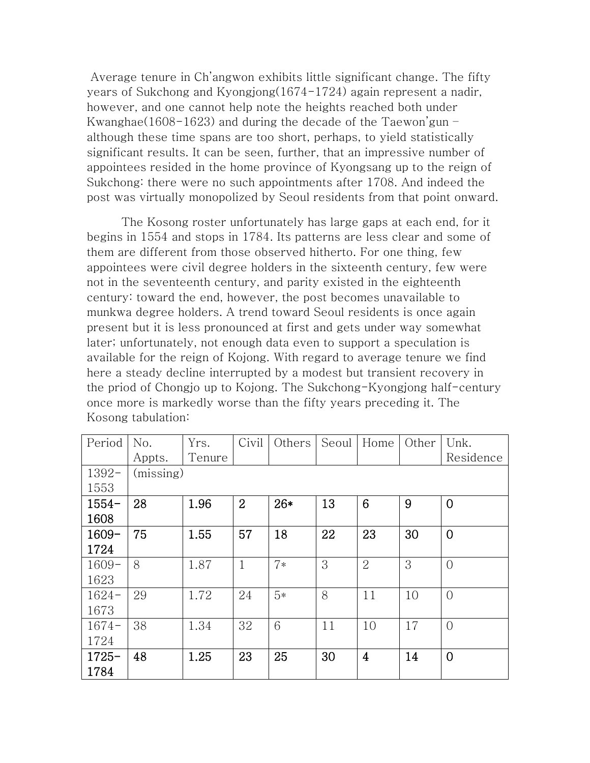Average tenure in Ch'angwon exhibits little significant change. The fifty years of Sukchong and Kyongjong(1674-1724) again represent a nadir, however, and one cannot help note the heights reached both under Kwanghae(1608-1623) and during the decade of the Taewon'gun – although these time spans are too short, perhaps, to yield statistically significant results. It can be seen, further, that an impressive number of appointees resided in the home province of Kyongsang up to the reign of Sukchong: there were no such appointments after 1708. And indeed the post was virtually monopolized by Seoul residents from that point onward.

The Kosong roster unfortunately has large gaps at each end, for it begins in 1554 and stops in 1784. Its patterns are less clear and some of them are different from those observed hitherto. For one thing, few appointees were civil degree holders in the sixteenth century, few were not in the seventeenth century, and parity existed in the eighteenth century: toward the end, however, the post becomes unavailable to munkwa degree holders. A trend toward Seoul residents is once again present but it is less pronounced at first and gets under way somewhat later; unfortunately, not enough data even to support a speculation is available for the reign of Kojong. With regard to average tenure we find here a steady decline interrupted by a modest but transient recovery in the priod of Chongjo up to Kojong. The Sukchong-Kyongjong half-century once more is markedly worse than the fifty years preceding it. The Kosong tabulation:

| Period | No. Appts. | Yrs. Tenure | Civil | Others | Seoul | Home | Other | Unk. Residence |
|---|---|---|---|---|---|---|---|---|
| 1392-1553 | (missing) | | | | | | | |
| **1554-1608** | **28** | **1.96** | **2** | **26*** | **13** | **6** | **9** | **0** |
| **1609-1724** | **75** | **1.55** | **57** | **18** | **22** | **23** | **30** | **0** |
| 1609-1623 | 8 | 1.87 | 1 | 7* | 3 | 2 | 3 | 0 |
| 1624-1673 | 29 | 1.72 | 24 | 5* | 8 | 11 | 10 | 0 |
| 1674-1724 | 38 | 1.34 | 32 | 6 | 11 | 10 | 17 | 0 |
| **1725-1784** | **48** | **1.25** | **23** | **25** | **30** | **4** | **14** | **0** |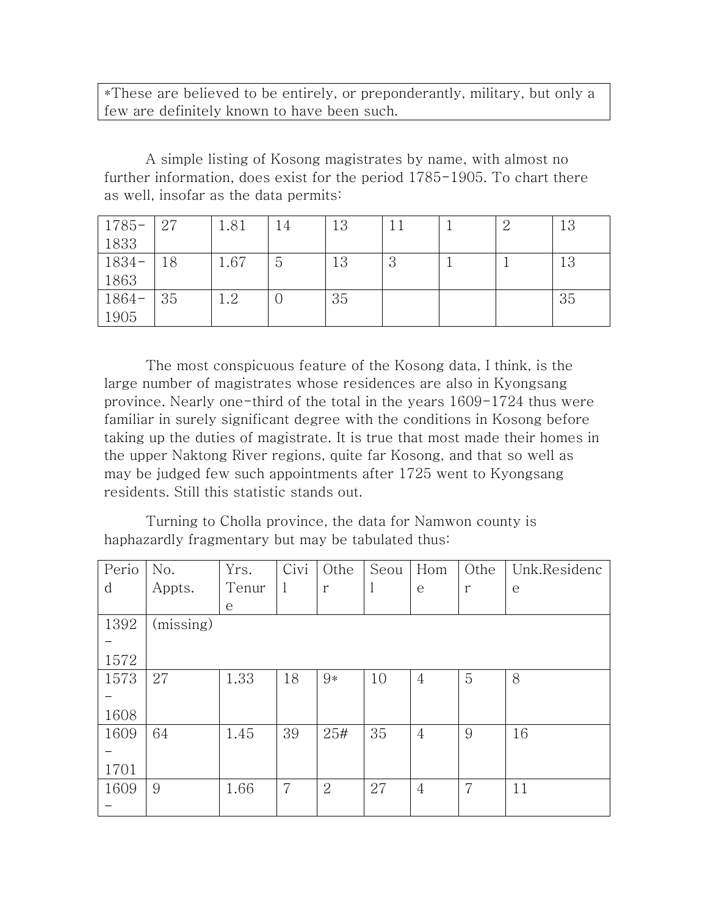| *These are believed to be entirely, or preponderantly, military, but only a few are definitely known to have been such. |
|---|

A simple listing of Kosong magistrates by name, with almost no further information, does exist for the period 1785-1905. To chart there as well, insofar as the data permits:

| | | | | | | | |
|---|---|---|---|---|---|---|---|
| 1785-1833 | 27 | 1.81 | 14 | 13 | 11 | 1 | 2 | 13 |
| 1834-1863 | 18 | 1.67 | 5 | 13 | 3 | 1 | 1 | 13 |
| 1864-1905 | 35 | 1.2 | 0 | 35 | | | | 35 |

The most conspicuous feature of the Kosong data, I think, is the large number of magistrates whose residences are also in Kyongsang province. Nearly one-third of the total in the years 1609-1724 thus were familiar in surely significant degree with the conditions in Kosong before taking up the duties of magistrate. It is true that most made their homes in the upper Naktong River regions, quite far Kosong, and that so well as may be judged few such appointments after 1725 went to Kyongsang residents. Still this statistic stands out.

Turning to Cholla province, the data for Namwon county is haphazardly fragmentary but may be tabulated thus:

| Period | No. Appts. | Yrs. Tenure | Civil | Other | Seoul | Home | Other | Unk.Residence |
|---|---|---|---|---|---|---|---|---|
| 1392–1572 | (missing) | | | | | | | |
| 1573–1608 | 27 | 1.33 | 18 | 9* | 10 | 4 | 5 | 8 |
| 1609–1701 | 64 | 1.45 | 39 | 25# | 35 | 4 | 9 | 16 |
| 1609– | 9 | 1.66 | 7 | 2 | 27 | 4 | 7 | 11 |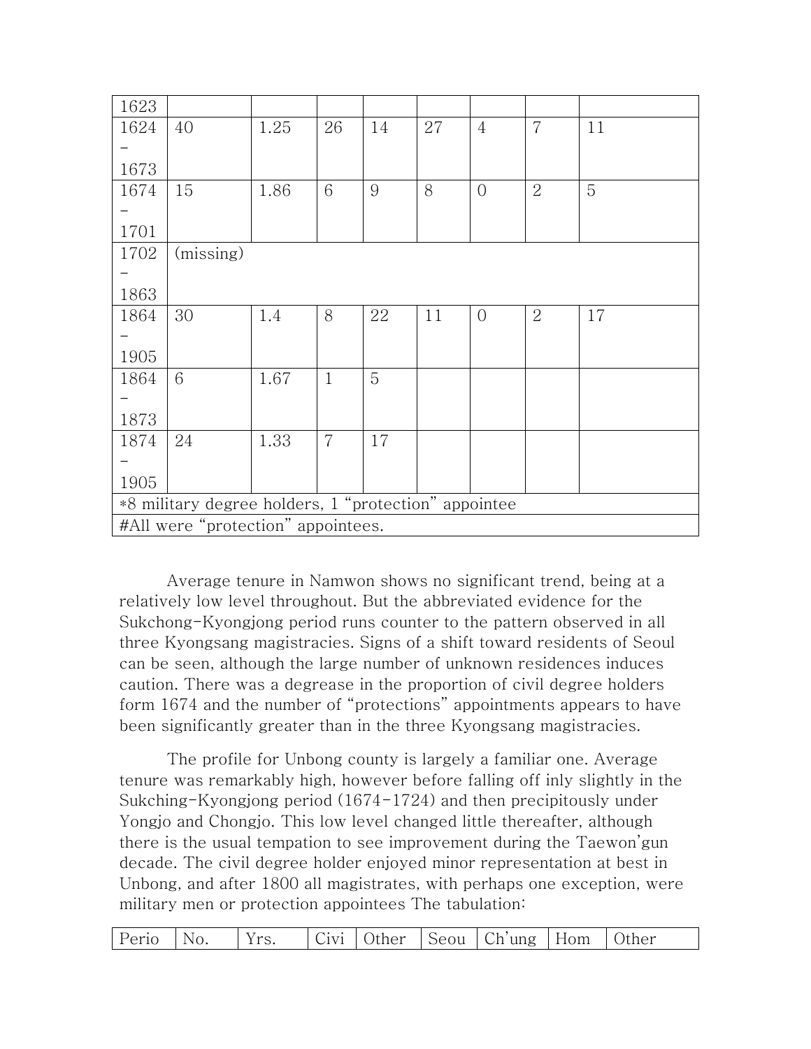| 1623 | | | | | | | | |
|---|---|---|---|---|---|---|---|---|
| 1624 – 1673 | 40 | 1.25 | 26 | 14 | 27 | 4 | 7 | 11 |
| 1674 – 1701 | 15 | 1.86 | 6 | 9 | 8 | 0 | 2 | 5 |
| 1702 – 1863 | (missing) | | | | | | | |
| 1864 – 1905 | 30 | 1.4 | 8 | 22 | 11 | 0 | 2 | 17 |
| 1864 – 1873 | 6 | 1.67 | 1 | 5 | | | | |
| 1874 – 1905 | 24 | 1.33 | 7 | 17 | | | | |
| *8 military degree holders, 1 "protection" appointee | | | | | | | | |
| #All were "protection" appointees. | | | | | | | | |

Average tenure in Namwon shows no significant trend, being at a relatively low level throughout. But the abbreviated evidence for the Sukchong-Kyongjong period runs counter to the pattern observed in all three Kyongsang magistracies. Signs of a shift toward residents of Seoul can be seen, although the large number of unknown residences induces caution. There was a degrease in the proportion of civil degree holders form 1674 and the number of "protections" appointments appears to have been significantly greater than in the three Kyongsang magistracies.

The profile for Unbong county is largely a familiar one. Average tenure was remarkably high, however before falling off inly slightly in the Sukching-Kyongjong period (1674-1724) and then precipitously under Yongjo and Chongjo. This low level changed little thereafter, although there is the usual tempation to see improvement during the Taewon'gun decade. The civil degree holder enjoyed minor representation at best in Unbong, and after 1800 all magistrates, with perhaps one exception, were military men or protection appointees The tabulation:

| Perio | No. | Yrs. | Civi | Other | Seou | Ch'ung | Hom | Other |
|---|---|---|---|---|---|---|---|---|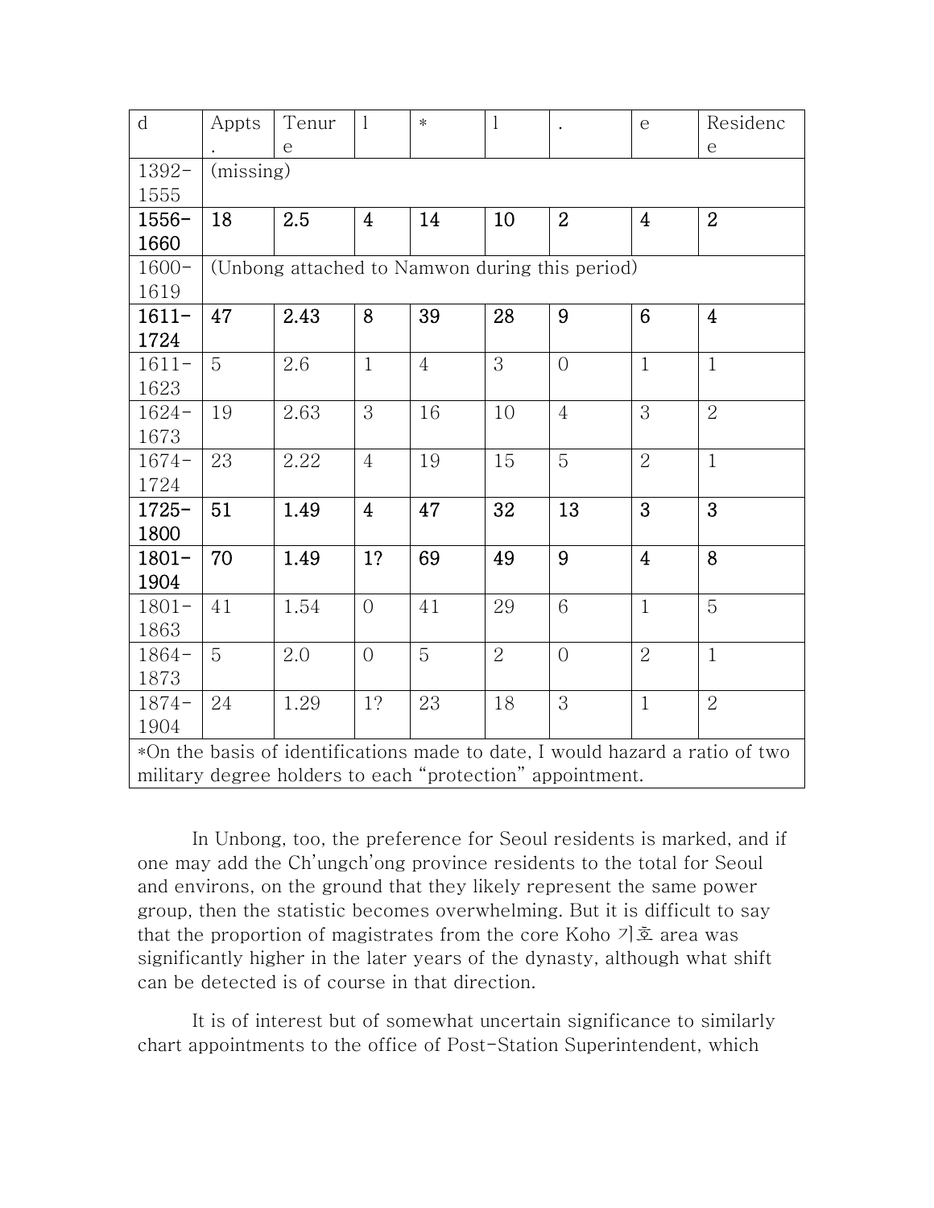| d | Appts. | Tenure | l | * | l | . | e | Residence |
|---|---|---|---|---|---|---|---|---|
| 1392-1555 | (missing) | | | | | | | |
| **1556-1660** | **18** | **2.5** | **4** | **14** | **10** | **2** | **4** | **2** |
| 1600-1619 | (Unbong attached to Namwon during this period) | | | | | | | |
| **1611-1724** | **47** | **2.43** | **8** | **39** | **28** | **9** | **6** | **4** |
| 1611-1623 | 5 | 2.6 | 1 | 4 | 3 | 0 | 1 | 1 |
| 1624-1673 | 19 | 2.63 | 3 | 16 | 10 | 4 | 3 | 2 |
| 1674-1724 | 23 | 2.22 | 4 | 19 | 15 | 5 | 2 | 1 |
| **1725-1800** | **51** | **1.49** | **4** | **47** | **32** | **13** | **3** | **3** |
| **1801-1904** | **70** | **1.49** | **1?** | **69** | **49** | **9** | **4** | **8** |
| 1801-1863 | 41 | 1.54 | 0 | 41 | 29 | 6 | 1 | 5 |
| 1864-1873 | 5 | 2.0 | 0 | 5 | 2 | 0 | 2 | 1 |
| 1874-1904 | 24 | 1.29 | 1? | 23 | 18 | 3 | 1 | 2 |

*On the basis of identifications made to date, I would hazard a ratio of two military degree holders to each "protection" appointment.

In Unbong, too, the preference for Seoul residents is marked, and if one may add the Ch'ungch'ong province residents to the total for Seoul and environs, on the ground that they likely represent the same power group, then the statistic becomes overwhelming. But it is difficult to say that the proportion of magistrates from the core Koho 기호 area was significantly higher in the later years of the dynasty, although what shift can be detected is of course in that direction.

It is of interest but of somewhat uncertain significance to similarly chart appointments to the office of Post-Station Superintendent, which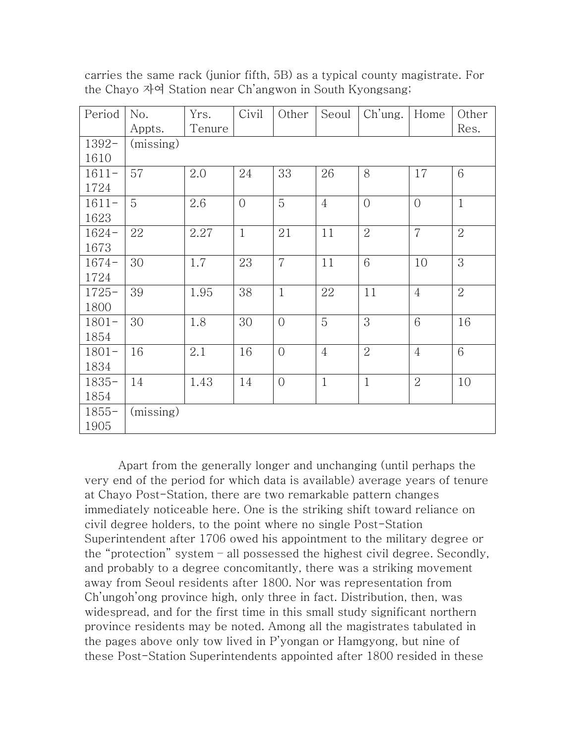carries the same rack (junior fifth, 5B) as a typical county magistrate. For the Chayo 자여 Station near Ch'angwon in South Kyongsang;

| Period | No. Appts. | Yrs. Tenure | Civil | Other | Seoul | Ch'ung. | Home | Other Res. |
|---|---|---|---|---|---|---|---|---|
| 1392-1610 | (missing) | | | | | | | |
| 1611-1724 | 57 | 2.0 | 24 | 33 | 26 | 8 | 17 | 6 |
| 1611-1623 | 5 | 2.6 | 0 | 5 | 4 | 0 | 0 | 1 |
| 1624-1673 | 22 | 2.27 | 1 | 21 | 11 | 2 | 7 | 2 |
| 1674-1724 | 30 | 1.7 | 23 | 7 | 11 | 6 | 10 | 3 |
| 1725-1800 | 39 | 1.95 | 38 | 1 | 22 | 11 | 4 | 2 |
| 1801-1854 | 30 | 1.8 | 30 | 0 | 5 | 3 | 6 | 16 |
| 1801-1834 | 16 | 2.1 | 16 | 0 | 4 | 2 | 4 | 6 |
| 1835-1854 | 14 | 1.43 | 14 | 0 | 1 | 1 | 2 | 10 |
| 1855-1905 | (missing) | | | | | | | |

Apart from the generally longer and unchanging (until perhaps the very end of the period for which data is available) average years of tenure at Chayo Post-Station, there are two remarkable pattern changes immediately noticeable here. One is the striking shift toward reliance on civil degree holders, to the point where no single Post-Station Superintendent after 1706 owed his appointment to the military degree or the "protection" system – all possessed the highest civil degree. Secondly, and probably to a degree concomitantly, there was a striking movement away from Seoul residents after 1800. Nor was representation from Ch'ungoh'ong province high, only three in fact. Distribution, then, was widespread, and for the first time in this small study significant northern province residents may be noted. Among all the magistrates tabulated in the pages above only tow lived in P'yongan or Hamgyong, but nine of these Post-Station Superintendents appointed after 1800 resided in these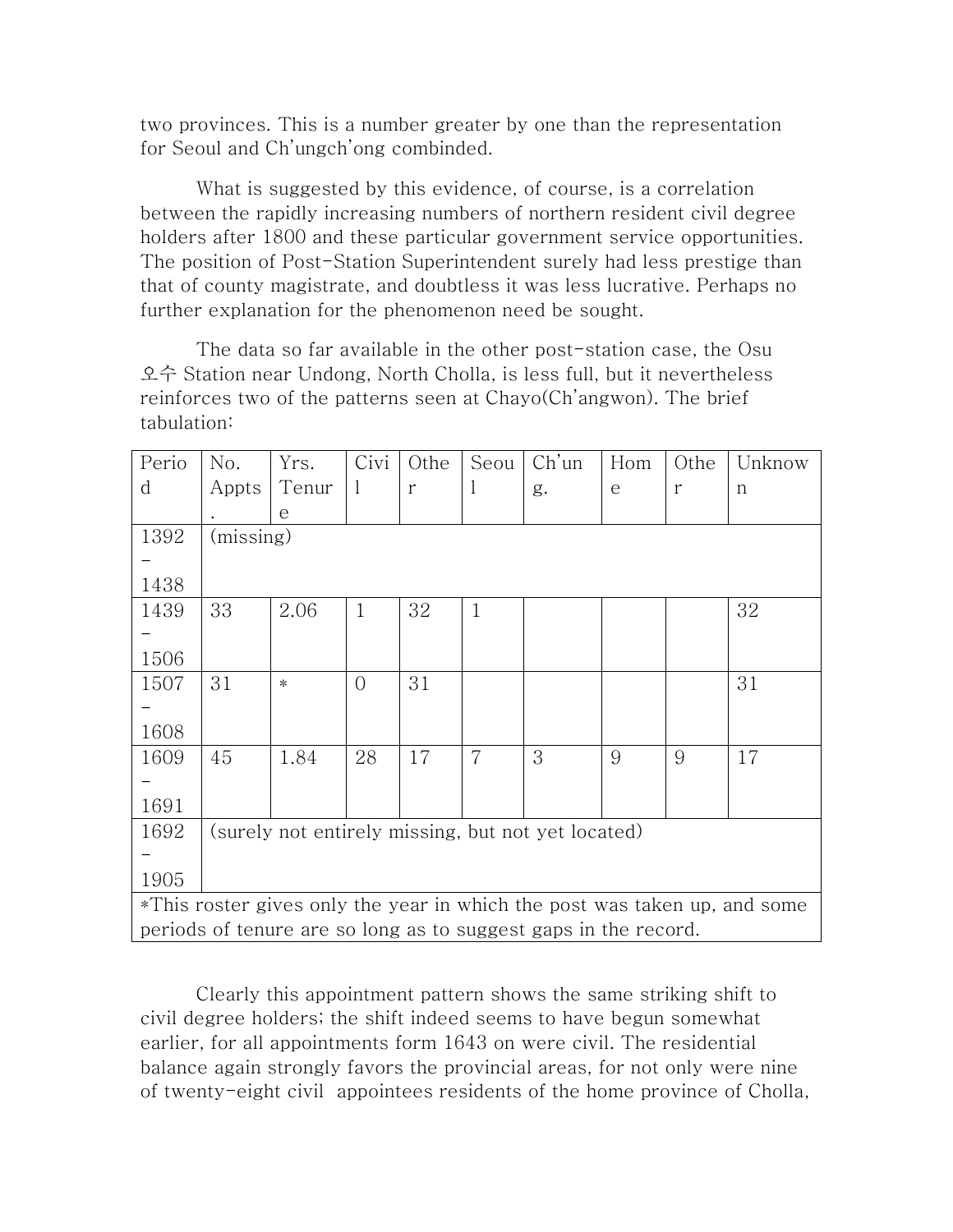two provinces. This is a number greater by one than the representation for Seoul and Ch'ungch'ong combinded.

What is suggested by this evidence, of course, is a correlation between the rapidly increasing numbers of northern resident civil degree holders after 1800 and these particular government service opportunities. The position of Post-Station Superintendent surely had less prestige than that of county magistrate, and doubtless it was less lucrative. Perhaps no further explanation for the phenomenon need be sought.

The data so far available in the other post-station case, the Osu 오수 Station near Undong, North Cholla, is less full, but it nevertheless reinforces two of the patterns seen at Chayo(Ch'angwon). The brief tabulation:

| Period | No. Appts. | Yrs. Tenure | Civil | Other | Seoul | Ch'ung. | Home | Other | Unknown |
|---|---|---|---|---|---|---|---|---|---|
| 1392–1438 | (missing) | | | | | | | | |
| 1439–1506 | 33 | 2.06 | 1 | 32 | 1 | | | | 32 |
| 1507–1608 | 31 | * | 0 | 31 | | | | | 31 |
| 1609–1691 | 45 | 1.84 | 28 | 17 | 7 | 3 | 9 | 9 | 17 |
| 1692–1905 | (surely not entirely missing, but not yet located) | | | | | | | | |
| *This roster gives only the year in which the post was taken up, and some periods of tenure are so long as to suggest gaps in the record. | | | | | | | | | |

Clearly this appointment pattern shows the same striking shift to civil degree holders; the shift indeed seems to have begun somewhat earlier, for all appointments form 1643 on were civil. The residential balance again strongly favors the provincial areas, for not only were nine of twenty-eight civil appointees residents of the home province of Cholla,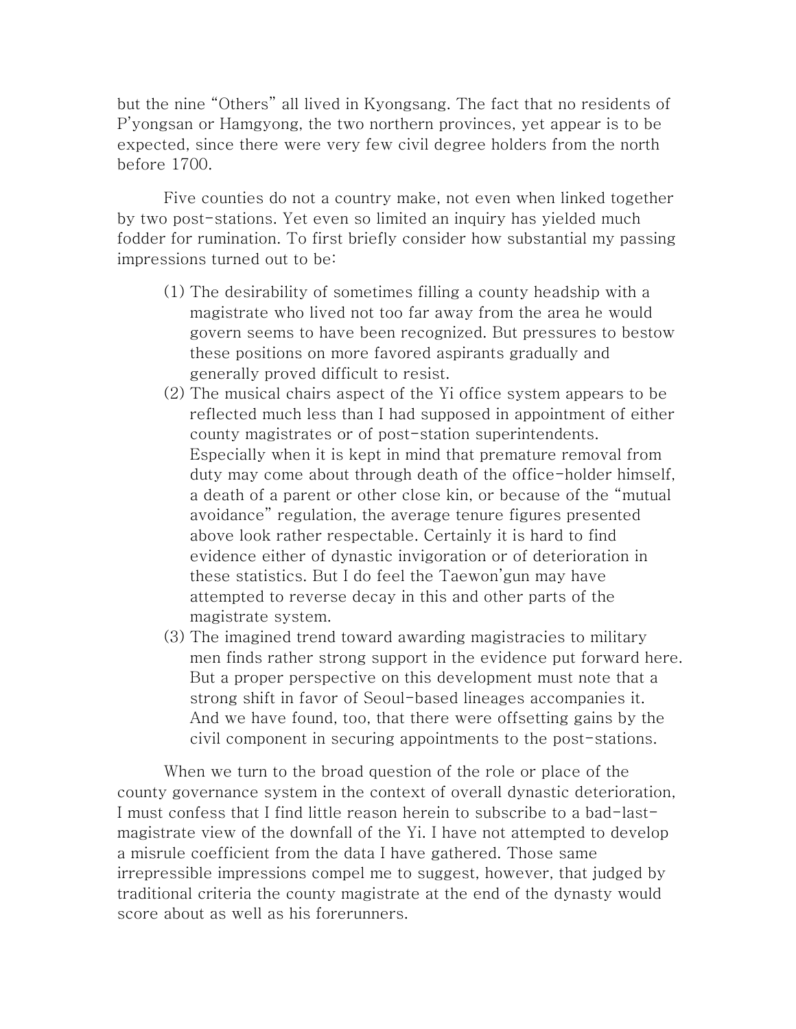but the nine "Others" all lived in Kyongsang. The fact that no residents of P'yongsan or Hamgyong, the two northern provinces, yet appear is to be expected, since there were very few civil degree holders from the north before 1700.

Five counties do not a country make, not even when linked together by two post-stations. Yet even so limited an inquiry has yielded much fodder for rumination. To first briefly consider how substantial my passing impressions turned out to be:

(1) The desirability of sometimes filling a county headship with a magistrate who lived not too far away from the area he would govern seems to have been recognized. But pressures to bestow these positions on more favored aspirants gradually and generally proved difficult to resist.

(2) The musical chairs aspect of the Yi office system appears to be reflected much less than I had supposed in appointment of either county magistrates or of post-station superintendents. Especially when it is kept in mind that premature removal from duty may come about through death of the office-holder himself, a death of a parent or other close kin, or because of the "mutual avoidance" regulation, the average tenure figures presented above look rather respectable. Certainly it is hard to find evidence either of dynastic invigoration or of deterioration in these statistics. But I do feel the Taewon'gun may have attempted to reverse decay in this and other parts of the magistrate system.

(3) The imagined trend toward awarding magistracies to military men finds rather strong support in the evidence put forward here. But a proper perspective on this development must note that a strong shift in favor of Seoul-based lineages accompanies it. And we have found, too, that there were offsetting gains by the civil component in securing appointments to the post-stations.

When we turn to the broad question of the role or place of the county governance system in the context of overall dynastic deterioration, I must confess that I find little reason herein to subscribe to a bad-last-magistrate view of the downfall of the Yi. I have not attempted to develop a misrule coefficient from the data I have gathered. Those same irrepressible impressions compel me to suggest, however, that judged by traditional criteria the county magistrate at the end of the dynasty would score about as well as his forerunners.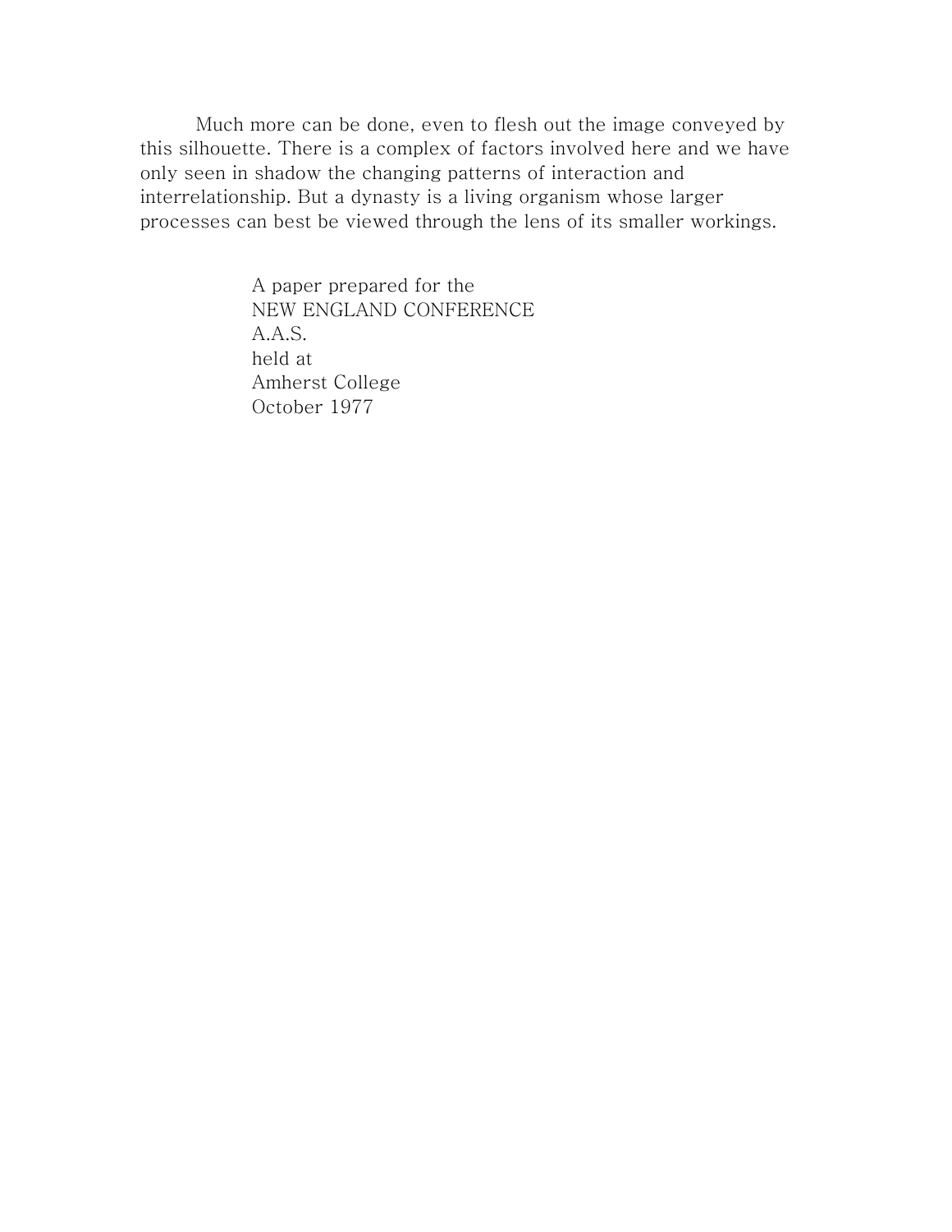Much more can be done, even to flesh out the image conveyed by this silhouette. There is a complex of factors involved here and we have only seen in shadow the changing patterns of interaction and interrelationship. But a dynasty is a living organism whose larger processes can best be viewed through the lens of its smaller workings.

A paper prepared for the
NEW ENGLAND CONFERENCE
A.A.S.
held at
Amherst College
October 1977